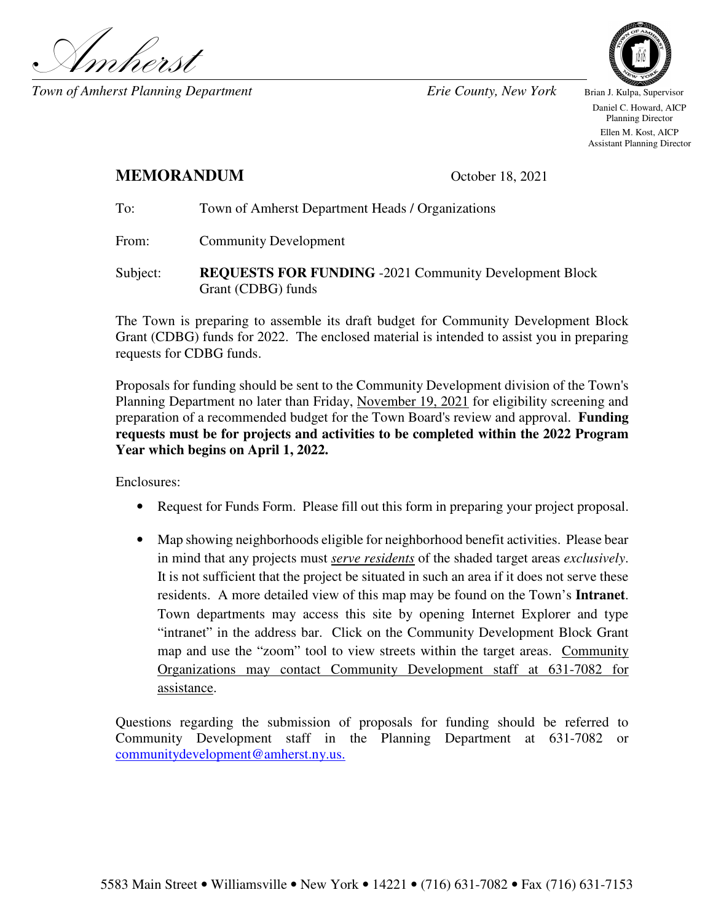# Amherst

*Town of Amherst Planning Department* *Erie County, New York*

Brian J. Kulpa, Supervisor

Daniel C. Howard, AICP
Planning Director

Ellen M. Kost, AICP
Assistant Planning Director

## MEMORANDUM

October 18, 2021

To: Town of Amherst Department Heads / Organizations

From: Community Development

Subject: **REQUESTS FOR FUNDING** -2021 Community Development Block Grant (CDBG) funds

The Town is preparing to assemble its draft budget for Community Development Block Grant (CDBG) funds for 2022. The enclosed material is intended to assist you in preparing requests for CDBG funds.

Proposals for funding should be sent to the Community Development division of the Town's Planning Department no later than Friday, November 19, 2021 for eligibility screening and preparation of a recommended budget for the Town Board's review and approval. **Funding requests must be for projects and activities to be completed within the 2022 Program Year which begins on April 1, 2022.**

Enclosures:

- Request for Funds Form. Please fill out this form in preparing your project proposal.
- Map showing neighborhoods eligible for neighborhood benefit activities. Please bear in mind that any projects must ***serve residents*** of the shaded target areas *exclusively*. It is not sufficient that the project be situated in such an area if it does not serve these residents. A more detailed view of this map may be found on the Town's **Intranet**. Town departments may access this site by opening Internet Explorer and type "intranet" in the address bar. Click on the Community Development Block Grant map and use the "zoom" tool to view streets within the target areas. Community Organizations may contact Community Development staff at 631-7082 for assistance.

Questions regarding the submission of proposals for funding should be referred to Community Development staff in the Planning Department at 631-7082 or communitydevelopment@amherst.ny.us.

5583 Main Street • Williamsville • New York • 14221 • (716) 631-7082 • Fax (716) 631-7153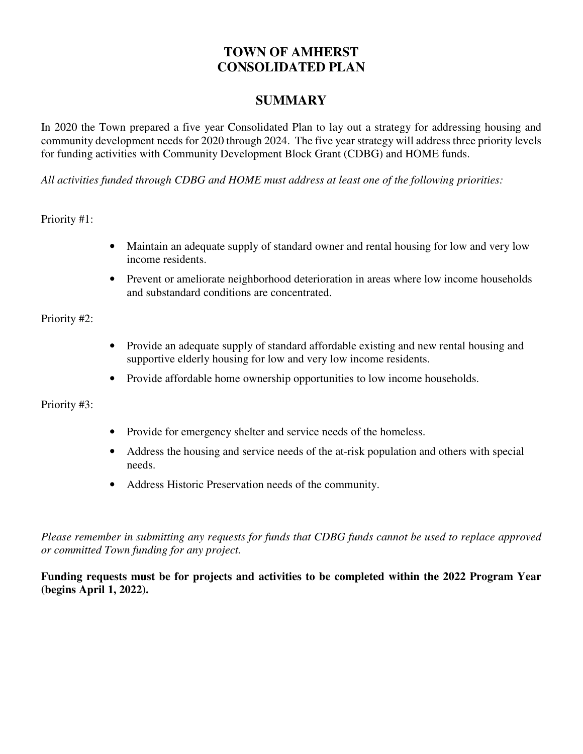# TOWN OF AMHERST
# CONSOLIDATED PLAN

## SUMMARY

In 2020 the Town prepared a five year Consolidated Plan to lay out a strategy for addressing housing and community development needs for 2020 through 2024. The five year strategy will address three priority levels for funding activities with Community Development Block Grant (CDBG) and HOME funds.

*All activities funded through CDBG and HOME must address at least one of the following priorities:*

Priority #1:

- Maintain an adequate supply of standard owner and rental housing for low and very low income residents.
- Prevent or ameliorate neighborhood deterioration in areas where low income households and substandard conditions are concentrated.

Priority #2:

- Provide an adequate supply of standard affordable existing and new rental housing and supportive elderly housing for low and very low income residents.
- Provide affordable home ownership opportunities to low income households.

Priority #3:

- Provide for emergency shelter and service needs of the homeless.
- Address the housing and service needs of the at-risk population and others with special needs.
- Address Historic Preservation needs of the community.

*Please remember in submitting any requests for funds that CDBG funds cannot be used to replace approved or committed Town funding for any project.*

**Funding requests must be for projects and activities to be completed within the 2022 Program Year (begins April 1, 2022).**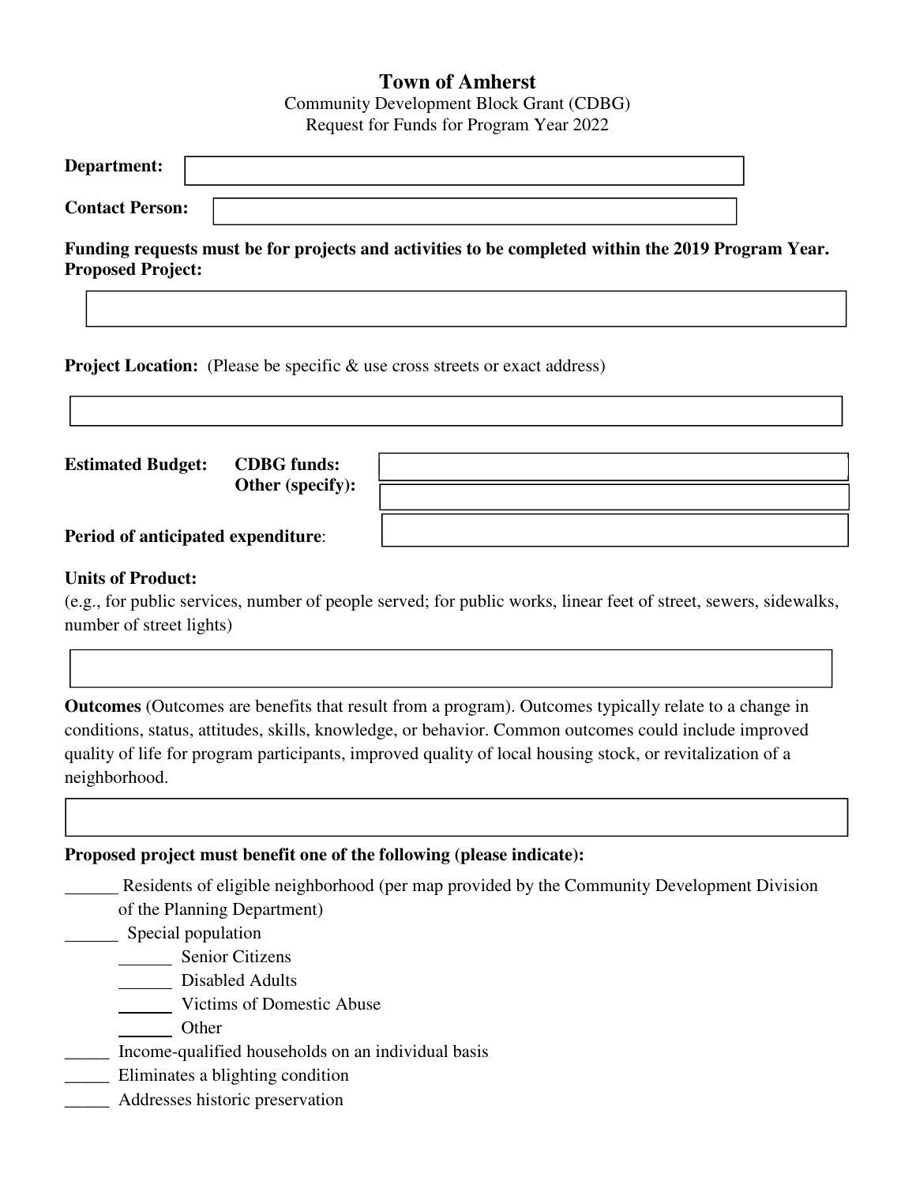# Town of Amherst

Community Development Block Grant (CDBG)
Request for Funds for Program Year 2022

**Department:**

**Contact Person:**

**Funding requests must be for projects and activities to be completed within the 2019 Program Year.**
**Proposed Project:**

**Project Location:** (Please be specific & use cross streets or exact address)

**Estimated Budget:** **CDBG funds:**
**Other (specify):**

**Period of anticipated expenditure**:

**Units of Product:**
(e.g., for public services, number of people served; for public works, linear feet of street, sewers, sidewalks, number of street lights)

**Outcomes** (Outcomes are benefits that result from a program). Outcomes typically relate to a change in conditions, status, attitudes, skills, knowledge, or behavior. Common outcomes could include improved quality of life for program participants, improved quality of local housing stock, or revitalization of a neighborhood.

**Proposed project must benefit one of the following (please indicate):**

______ Residents of eligible neighborhood (per map provided by the Community Development Division of the Planning Department)

______ Special population

- ______ Senior Citizens
- ______ Disabled Adults
- ______ Victims of Domestic Abuse
- ______ Other

_____ Income-qualified households on an individual basis

_____ Eliminates a blighting condition

_____ Addresses historic preservation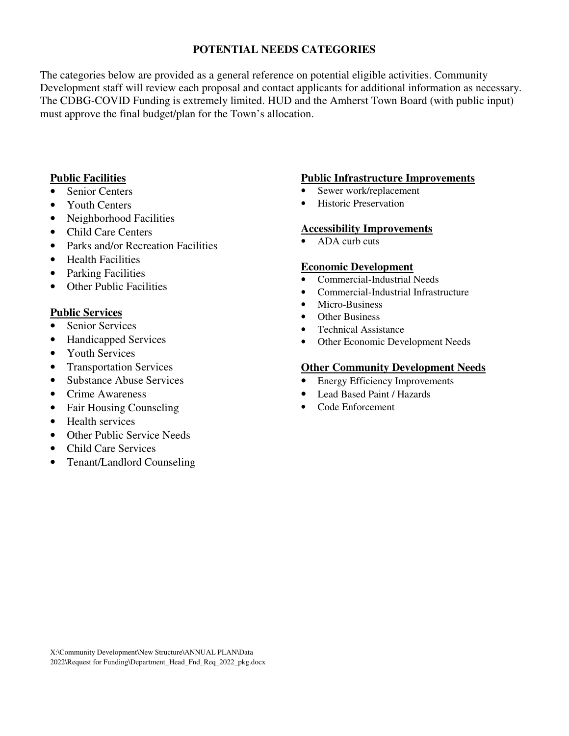## POTENTIAL NEEDS CATEGORIES

The categories below are provided as a general reference on potential eligible activities. Community Development staff will review each proposal and contact applicants for additional information as necessary. The CDBG-COVID Funding is extremely limited. HUD and the Amherst Town Board (with public input) must approve the final budget/plan for the Town's allocation.

### Public Facilities

- Senior Centers
- Youth Centers
- Neighborhood Facilities
- Child Care Centers
- Parks and/or Recreation Facilities
- Health Facilities
- Parking Facilities
- Other Public Facilities

### Public Services

- Senior Services
- Handicapped Services
- Youth Services
- Transportation Services
- Substance Abuse Services
- Crime Awareness
- Fair Housing Counseling
- Health services
- Other Public Service Needs
- Child Care Services
- Tenant/Landlord Counseling

### Public Infrastructure Improvements

- Sewer work/replacement
- Historic Preservation

### Accessibility Improvements

- ADA curb cuts

### Economic Development

- Commercial-Industrial Needs
- Commercial-Industrial Infrastructure
- Micro-Business
- Other Business
- Technical Assistance
- Other Economic Development Needs

### Other Community Development Needs

- Energy Efficiency Improvements
- Lead Based Paint / Hazards
- Code Enforcement

X:\Community Development\New Structure\ANNUAL PLAN\Data 2022\Request for Funding\Department_Head_Fnd_Req_2022_pkg.docx